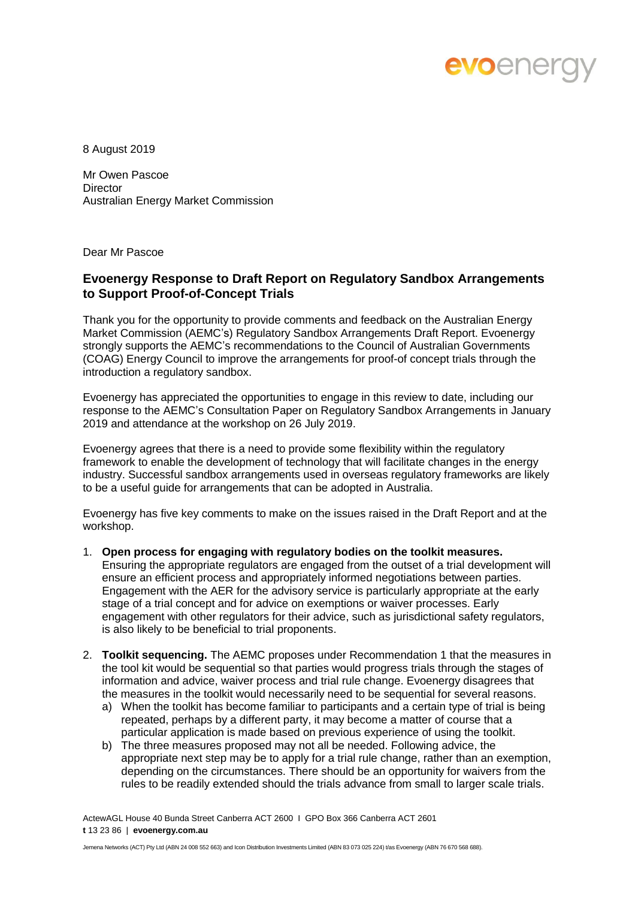8 August 2019

Mr Owen Pascoe
Director
Australian Energy Market Commission

Dear Mr Pascoe

## Evoenergy Response to Draft Report on Regulatory Sandbox Arrangements to Support Proof-of-Concept Trials

Thank you for the opportunity to provide comments and feedback on the Australian Energy Market Commission (AEMC's) Regulatory Sandbox Arrangements Draft Report. Evoenergy strongly supports the AEMC's recommendations to the Council of Australian Governments (COAG) Energy Council to improve the arrangements for proof-of concept trials through the introduction a regulatory sandbox.

Evoenergy has appreciated the opportunities to engage in this review to date, including our response to the AEMC's Consultation Paper on Regulatory Sandbox Arrangements in January 2019 and attendance at the workshop on 26 July 2019.

Evoenergy agrees that there is a need to provide some flexibility within the regulatory framework to enable the development of technology that will facilitate changes in the energy industry. Successful sandbox arrangements used in overseas regulatory frameworks are likely to be a useful guide for arrangements that can be adopted in Australia.

Evoenergy has five key comments to make on the issues raised in the Draft Report and at the workshop.

1. **Open process for engaging with regulatory bodies on the toolkit measures.** Ensuring the appropriate regulators are engaged from the outset of a trial development will ensure an efficient process and appropriately informed negotiations between parties. Engagement with the AER for the advisory service is particularly appropriate at the early stage of a trial concept and for advice on exemptions or waiver processes. Early engagement with other regulators for their advice, such as jurisdictional safety regulators, is also likely to be beneficial to trial proponents.
2. **Toolkit sequencing.** The AEMC proposes under Recommendation 1 that the measures in the tool kit would be sequential so that parties would progress trials through the stages of information and advice, waiver process and trial rule change. Evoenergy disagrees that the measures in the toolkit would necessarily need to be sequential for several reasons.
   a) When the toolkit has become familiar to participants and a certain type of trial is being repeated, perhaps by a different party, it may become a matter of course that a particular application is made based on previous experience of using the toolkit.
   b) The three measures proposed may not all be needed. Following advice, the appropriate next step may be to apply for a trial rule change, rather than an exemption, depending on the circumstances. There should be an opportunity for waivers from the rules to be readily extended should the trials advance from small to larger scale trials.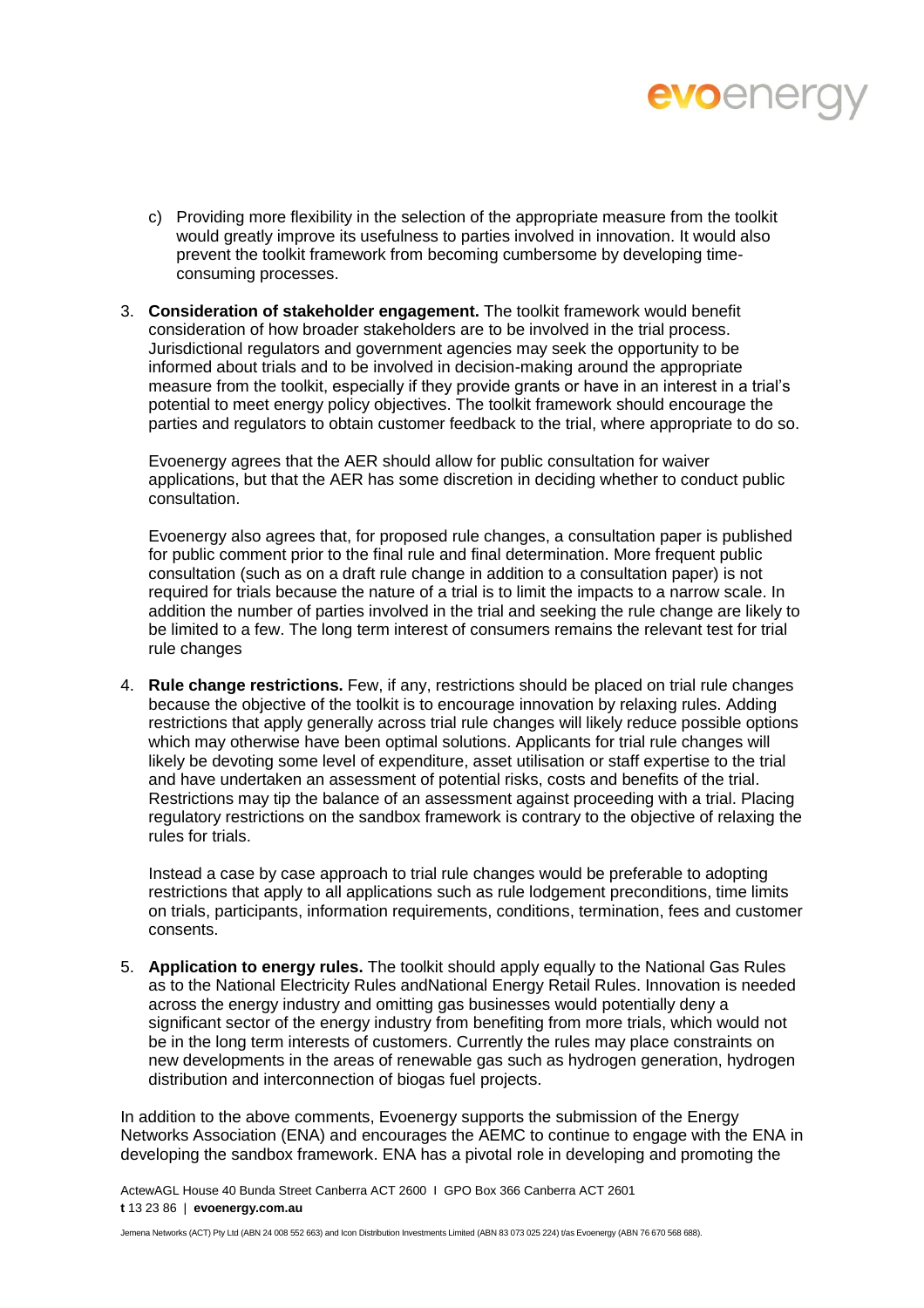c) Providing more flexibility in the selection of the appropriate measure from the toolkit would greatly improve its usefulness to parties involved in innovation. It would also prevent the toolkit framework from becoming cumbersome by developing time-consuming processes.

3. **Consideration of stakeholder engagement.** The toolkit framework would benefit consideration of how broader stakeholders are to be involved in the trial process. Jurisdictional regulators and government agencies may seek the opportunity to be informed about trials and to be involved in decision-making around the appropriate measure from the toolkit, especially if they provide grants or have in an interest in a trial's potential to meet energy policy objectives. The toolkit framework should encourage the parties and regulators to obtain customer feedback to the trial, where appropriate to do so.

   Evoenergy agrees that the AER should allow for public consultation for waiver applications, but that the AER has some discretion in deciding whether to conduct public consultation.

   Evoenergy also agrees that, for proposed rule changes, a consultation paper is published for public comment prior to the final rule and final determination. More frequent public consultation (such as on a draft rule change in addition to a consultation paper) is not required for trials because the nature of a trial is to limit the impacts to a narrow scale. In addition the number of parties involved in the trial and seeking the rule change are likely to be limited to a few. The long term interest of consumers remains the relevant test for trial rule changes

4. **Rule change restrictions.** Few, if any, restrictions should be placed on trial rule changes because the objective of the toolkit is to encourage innovation by relaxing rules. Adding restrictions that apply generally across trial rule changes will likely reduce possible options which may otherwise have been optimal solutions. Applicants for trial rule changes will likely be devoting some level of expenditure, asset utilisation or staff expertise to the trial and have undertaken an assessment of potential risks, costs and benefits of the trial. Restrictions may tip the balance of an assessment against proceeding with a trial. Placing regulatory restrictions on the sandbox framework is contrary to the objective of relaxing the rules for trials.

   Instead a case by case approach to trial rule changes would be preferable to adopting restrictions that apply to all applications such as rule lodgement preconditions, time limits on trials, participants, information requirements, conditions, termination, fees and customer consents.

5. **Application to energy rules.** The toolkit should apply equally to the National Gas Rules as to the National Electricity Rules andNational Energy Retail Rules. Innovation is needed across the energy industry and omitting gas businesses would potentially deny a significant sector of the energy industry from benefiting from more trials, which would not be in the long term interests of customers. Currently the rules may place constraints on new developments in the areas of renewable gas such as hydrogen generation, hydrogen distribution and interconnection of biogas fuel projects.

In addition to the above comments, Evoenergy supports the submission of the Energy Networks Association (ENA) and encourages the AEMC to continue to engage with the ENA in developing the sandbox framework. ENA has a pivotal role in developing and promoting the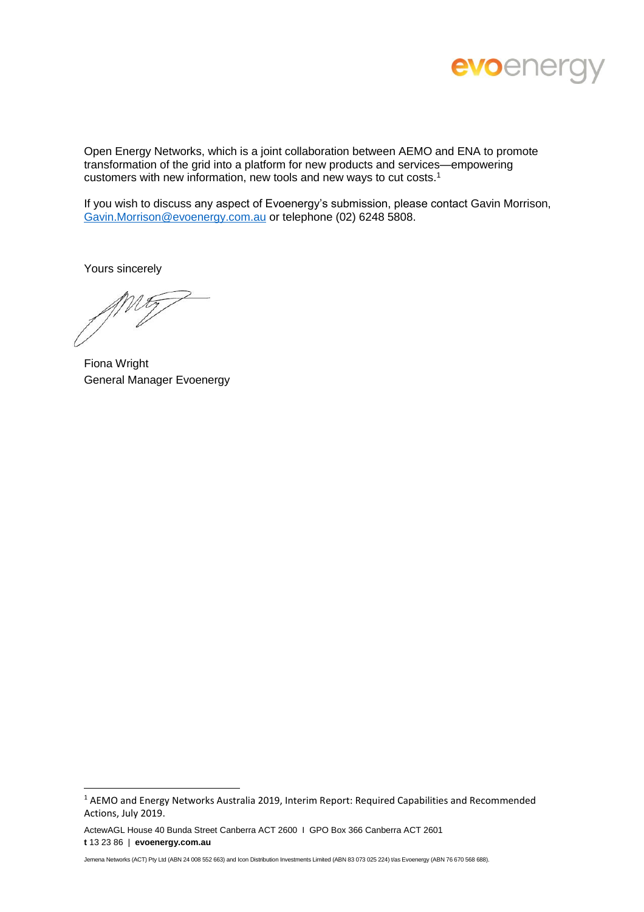Open Energy Networks, which is a joint collaboration between AEMO and ENA to promote transformation of the grid into a platform for new products and services—empowering customers with new information, new tools and new ways to cut costs.[1]

If you wish to discuss any aspect of Evoenergy's submission, please contact Gavin Morrison, Gavin.Morrison@evoenergy.com.au or telephone (02) 6248 5808.

Yours sincerely

Fiona Wright
General Manager Evoenergy

[1] AEMO and Energy Networks Australia 2019, Interim Report: Required Capabilities and Recommended Actions, July 2019.